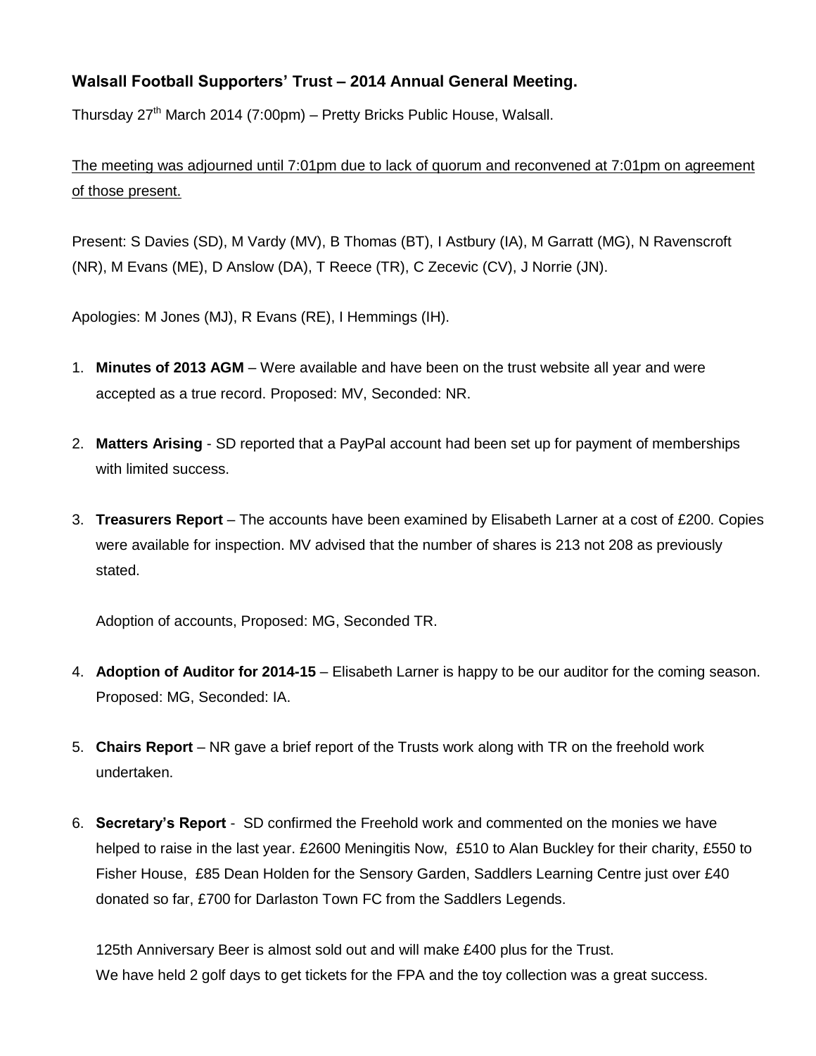### Walsall Football Supporters' Trust – 2014 Annual General Meeting.

Thursday 27th March 2014 (7:00pm) – Pretty Bricks Public House, Walsall.

<u>The meeting was adjourned until 7:01pm due to lack of quorum and reconvened at 7:01pm on agreement of those present.</u>

Present: S Davies (SD), M Vardy (MV), B Thomas (BT), I Astbury (IA), M Garratt (MG), N Ravenscroft (NR), M Evans (ME), D Anslow (DA), T Reece (TR), C Zecevic (CV), J Norrie (JN).

Apologies: M Jones (MJ), R Evans (RE), I Hemmings (IH).

1. **Minutes of 2013 AGM** – Were available and have been on the trust website all year and were accepted as a true record. Proposed: MV, Seconded: NR.

2. **Matters Arising** - SD reported that a PayPal account had been set up for payment of memberships with limited success.

3. **Treasurers Report** – The accounts have been examined by Elisabeth Larner at a cost of £200. Copies were available for inspection. MV advised that the number of shares is 213 not 208 as previously stated.

   Adoption of accounts, Proposed: MG, Seconded TR.

4. **Adoption of Auditor for 2014-15** – Elisabeth Larner is happy to be our auditor for the coming season. Proposed: MG, Seconded: IA.

5. **Chairs Report** – NR gave a brief report of the Trusts work along with TR on the freehold work undertaken.

6. **Secretary's Report** - SD confirmed the Freehold work and commented on the monies we have helped to raise in the last year. £2600 Meningitis Now, £510 to Alan Buckley for their charity, £550 to Fisher House, £85 Dean Holden for the Sensory Garden, Saddlers Learning Centre just over £40 donated so far, £700 for Darlaston Town FC from the Saddlers Legends.

   125th Anniversary Beer is almost sold out and will make £400 plus for the Trust.
   We have held 2 golf days to get tickets for the FPA and the toy collection was a great success.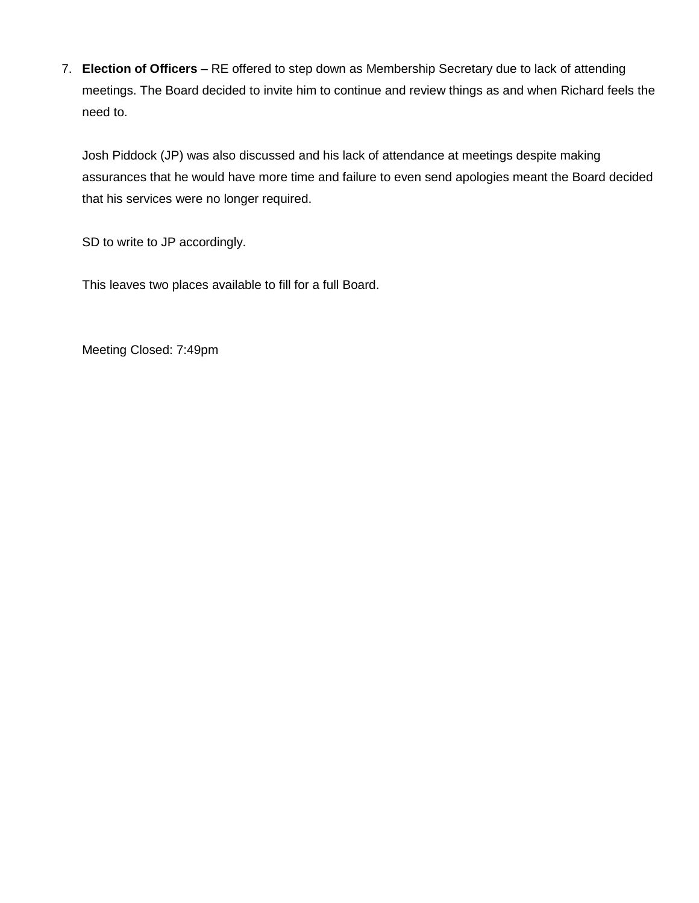7. **Election of Officers** – RE offered to step down as Membership Secretary due to lack of attending meetings. The Board decided to invite him to continue and review things as and when Richard feels the need to.

   Josh Piddock (JP) was also discussed and his lack of attendance at meetings despite making assurances that he would have more time and failure to even send apologies meant the Board decided that his services were no longer required.

   SD to write to JP accordingly.

   This leaves two places available to fill for a full Board.

   Meeting Closed: 7:49pm